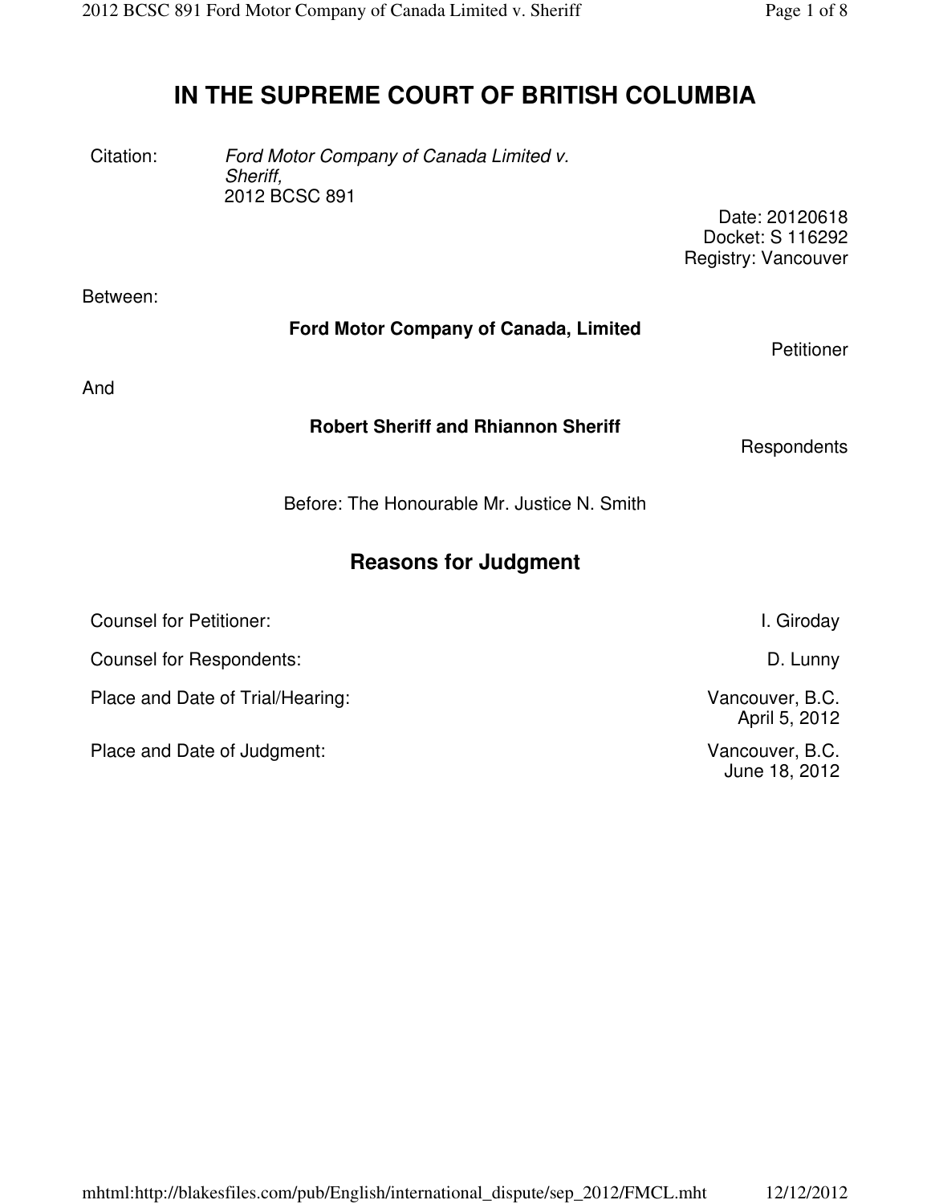# IN THE SUPREME COURT OF BRITISH COLUMBIA

Citation: *Ford Motor Company of Canada Limited v. Sheriff,* 2012 BCSC 891

Date: 20120618
Docket: S 116292
Registry: Vancouver

Between:

**Ford Motor Company of Canada, Limited**

Petitioner

And

**Robert Sheriff and Rhiannon Sheriff**

Respondents

Before: The Honourable Mr. Justice N. Smith

## Reasons for Judgment

| | |
|---|---|
| Counsel for Petitioner: | I. Giroday |
| Counsel for Respondents: | D. Lunny |
| Place and Date of Trial/Hearing: | Vancouver, B.C. April 5, 2012 |
| Place and Date of Judgment: | Vancouver, B.C. June 18, 2012 |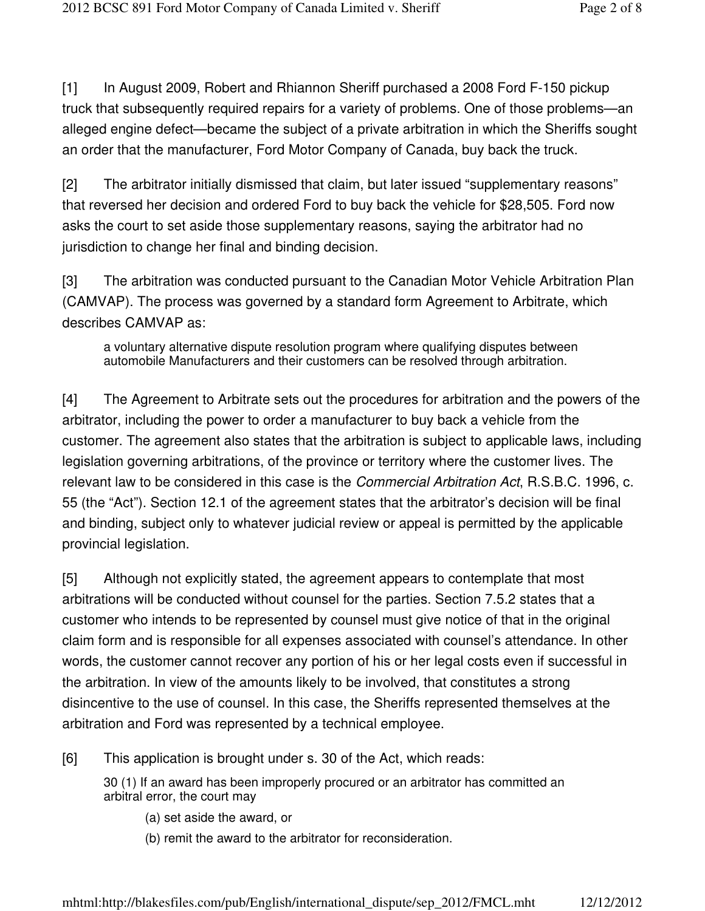[1] In August 2009, Robert and Rhiannon Sheriff purchased a 2008 Ford F-150 pickup truck that subsequently required repairs for a variety of problems. One of those problems—an alleged engine defect—became the subject of a private arbitration in which the Sheriffs sought an order that the manufacturer, Ford Motor Company of Canada, buy back the truck.

[2] The arbitrator initially dismissed that claim, but later issued "supplementary reasons" that reversed her decision and ordered Ford to buy back the vehicle for $28,505. Ford now asks the court to set aside those supplementary reasons, saying the arbitrator had no jurisdiction to change her final and binding decision.

[3] The arbitration was conducted pursuant to the Canadian Motor Vehicle Arbitration Plan (CAMVAP). The process was governed by a standard form Agreement to Arbitrate, which describes CAMVAP as:

> a voluntary alternative dispute resolution program where qualifying disputes between automobile Manufacturers and their customers can be resolved through arbitration.

[4] The Agreement to Arbitrate sets out the procedures for arbitration and the powers of the arbitrator, including the power to order a manufacturer to buy back a vehicle from the customer. The agreement also states that the arbitration is subject to applicable laws, including legislation governing arbitrations, of the province or territory where the customer lives. The relevant law to be considered in this case is the *Commercial Arbitration Act*, R.S.B.C. 1996, c. 55 (the "Act"). Section 12.1 of the agreement states that the arbitrator's decision will be final and binding, subject only to whatever judicial review or appeal is permitted by the applicable provincial legislation.

[5] Although not explicitly stated, the agreement appears to contemplate that most arbitrations will be conducted without counsel for the parties. Section 7.5.2 states that a customer who intends to be represented by counsel must give notice of that in the original claim form and is responsible for all expenses associated with counsel's attendance. In other words, the customer cannot recover any portion of his or her legal costs even if successful in the arbitration. In view of the amounts likely to be involved, that constitutes a strong disincentive to the use of counsel. In this case, the Sheriffs represented themselves at the arbitration and Ford was represented by a technical employee.

[6] This application is brought under s. 30 of the Act, which reads:

> 30 (1) If an award has been improperly procured or an arbitrator has committed an arbitral error, the court may
>
> (a) set aside the award, or
>
> (b) remit the award to the arbitrator for reconsideration.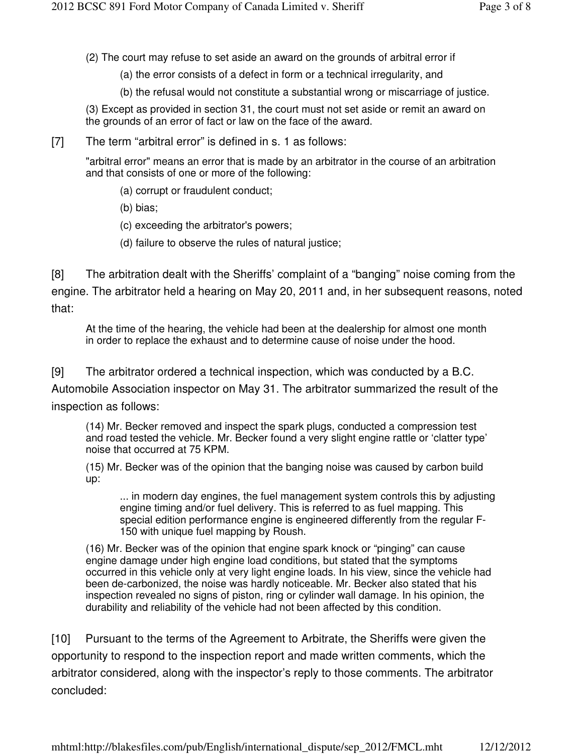> (2) The court may refuse to set aside an award on the grounds of arbitral error if
>
> > (a) the error consists of a defect in form or a technical irregularity, and
> >
> > (b) the refusal would not constitute a substantial wrong or miscarriage of justice.
>
> (3) Except as provided in section 31, the court must not set aside or remit an award on the grounds of an error of fact or law on the face of the award.

[7] The term "arbitral error" is defined in s. 1 as follows:

> "arbitral error" means an error that is made by an arbitrator in the course of an arbitration and that consists of one or more of the following:
>
> > (a) corrupt or fraudulent conduct;
> >
> > (b) bias;
> >
> > (c) exceeding the arbitrator's powers;
> >
> > (d) failure to observe the rules of natural justice;

[8] The arbitration dealt with the Sheriffs' complaint of a "banging" noise coming from the engine. The arbitrator held a hearing on May 20, 2011 and, in her subsequent reasons, noted that:

> At the time of the hearing, the vehicle had been at the dealership for almost one month in order to replace the exhaust and to determine cause of noise under the hood.

[9] The arbitrator ordered a technical inspection, which was conducted by a B.C. Automobile Association inspector on May 31. The arbitrator summarized the result of the inspection as follows:

> (14) Mr. Becker removed and inspect the spark plugs, conducted a compression test and road tested the vehicle. Mr. Becker found a very slight engine rattle or 'clatter type' noise that occurred at 75 KPM.
>
> (15) Mr. Becker was of the opinion that the banging noise was caused by carbon build up:
>
> > ... in modern day engines, the fuel management system controls this by adjusting engine timing and/or fuel delivery. This is referred to as fuel mapping. This special edition performance engine is engineered differently from the regular F-150 with unique fuel mapping by Roush.
>
> (16) Mr. Becker was of the opinion that engine spark knock or "pinging" can cause engine damage under high engine load conditions, but stated that the symptoms occurred in this vehicle only at very light engine loads. In his view, since the vehicle had been de-carbonized, the noise was hardly noticeable. Mr. Becker also stated that his inspection revealed no signs of piston, ring or cylinder wall damage. In his opinion, the durability and reliability of the vehicle had not been affected by this condition.

[10] Pursuant to the terms of the Agreement to Arbitrate, the Sheriffs were given the opportunity to respond to the inspection report and made written comments, which the arbitrator considered, along with the inspector's reply to those comments. The arbitrator concluded: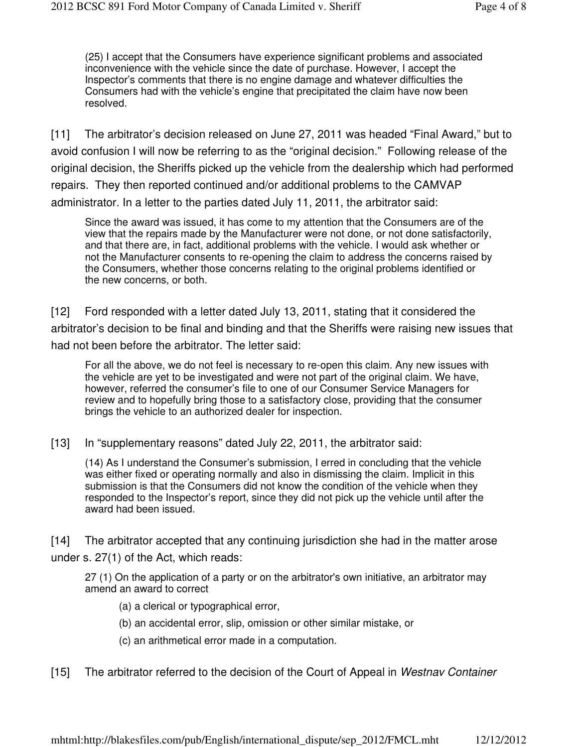> (25) I accept that the Consumers have experience significant problems and associated inconvenience with the vehicle since the date of purchase. However, I accept the Inspector's comments that there is no engine damage and whatever difficulties the Consumers had with the vehicle's engine that precipitated the claim have now been resolved.

[11] The arbitrator's decision released on June 27, 2011 was headed "Final Award," but to avoid confusion I will now be referring to as the "original decision." Following release of the original decision, the Sheriffs picked up the vehicle from the dealership which had performed repairs. They then reported continued and/or additional problems to the CAMVAP administrator. In a letter to the parties dated July 11, 2011, the arbitrator said:

> Since the award was issued, it has come to my attention that the Consumers are of the view that the repairs made by the Manufacturer were not done, or not done satisfactorily, and that there are, in fact, additional problems with the vehicle. I would ask whether or not the Manufacturer consents to re-opening the claim to address the concerns raised by the Consumers, whether those concerns relating to the original problems identified or the new concerns, or both.

[12] Ford responded with a letter dated July 13, 2011, stating that it considered the arbitrator's decision to be final and binding and that the Sheriffs were raising new issues that had not been before the arbitrator. The letter said:

> For all the above, we do not feel is necessary to re-open this claim. Any new issues with the vehicle are yet to be investigated and were not part of the original claim. We have, however, referred the consumer's file to one of our Consumer Service Managers for review and to hopefully bring those to a satisfactory close, providing that the consumer brings the vehicle to an authorized dealer for inspection.

[13] In "supplementary reasons" dated July 22, 2011, the arbitrator said:

> (14) As I understand the Consumer's submission, I erred in concluding that the vehicle was either fixed or operating normally and also in dismissing the claim. Implicit in this submission is that the Consumers did not know the condition of the vehicle when they responded to the Inspector's report, since they did not pick up the vehicle until after the award had been issued.

[14] The arbitrator accepted that any continuing jurisdiction she had in the matter arose under s. 27(1) of the Act, which reads:

> 27 (1) On the application of a party or on the arbitrator's own initiative, an arbitrator may amend an award to correct
>
> (a) a clerical or typographical error,
>
> (b) an accidental error, slip, omission or other similar mistake, or
>
> (c) an arithmetical error made in a computation.

[15] The arbitrator referred to the decision of the Court of Appeal in *Westnav Container*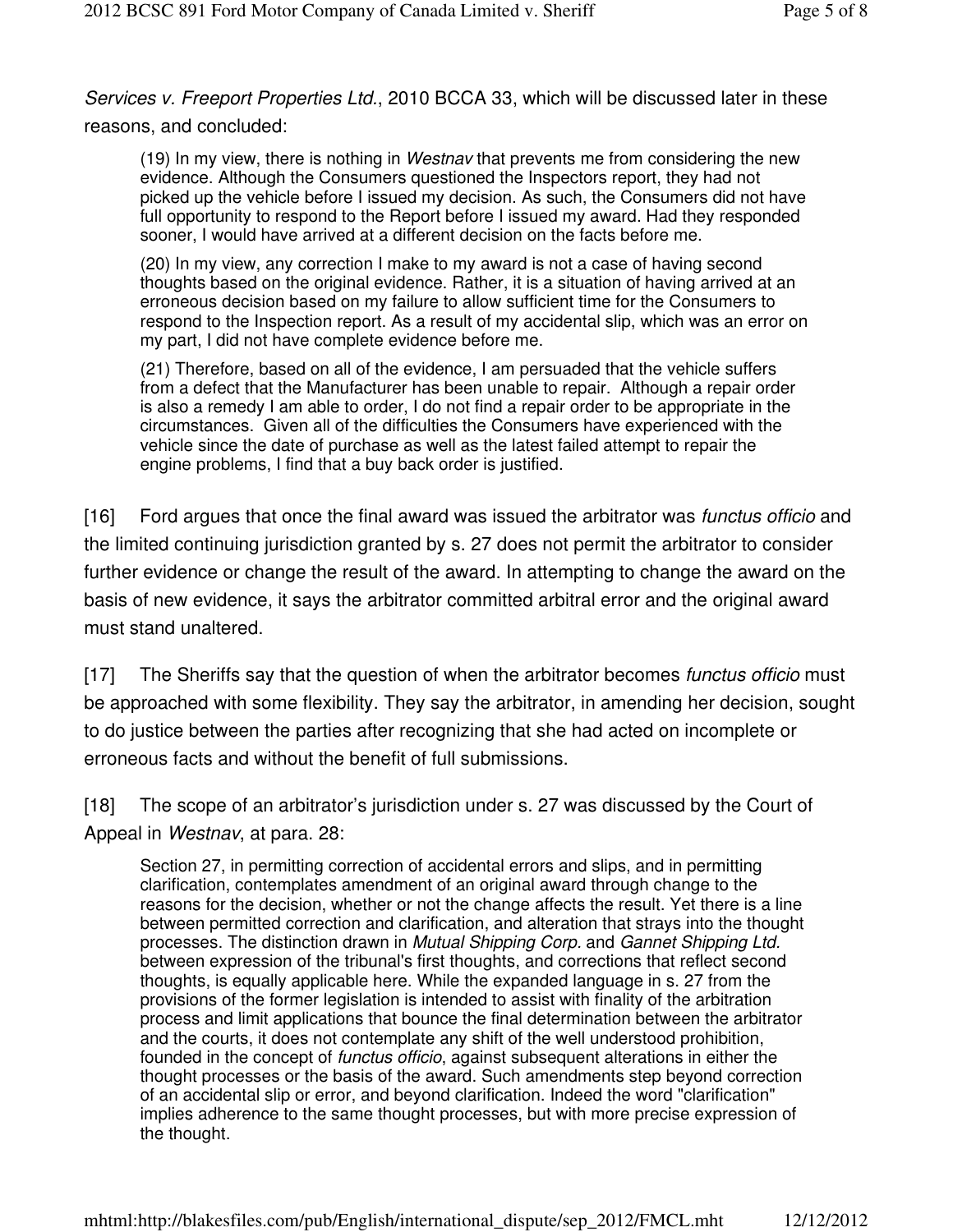*Services v. Freeport Properties Ltd.*, 2010 BCCA 33, which will be discussed later in these reasons, and concluded:

> (19) In my view, there is nothing in *Westnav* that prevents me from considering the new evidence. Although the Consumers questioned the Inspectors report, they had not picked up the vehicle before I issued my decision. As such, the Consumers did not have full opportunity to respond to the Report before I issued my award. Had they responded sooner, I would have arrived at a different decision on the facts before me.
>
> (20) In my view, any correction I make to my award is not a case of having second thoughts based on the original evidence. Rather, it is a situation of having arrived at an erroneous decision based on my failure to allow sufficient time for the Consumers to respond to the Inspection report. As a result of my accidental slip, which was an error on my part, I did not have complete evidence before me.
>
> (21) Therefore, based on all of the evidence, I am persuaded that the vehicle suffers from a defect that the Manufacturer has been unable to repair. Although a repair order is also a remedy I am able to order, I do not find a repair order to be appropriate in the circumstances. Given all of the difficulties the Consumers have experienced with the vehicle since the date of purchase as well as the latest failed attempt to repair the engine problems, I find that a buy back order is justified.

[16] Ford argues that once the final award was issued the arbitrator was *functus officio* and the limited continuing jurisdiction granted by s. 27 does not permit the arbitrator to consider further evidence or change the result of the award. In attempting to change the award on the basis of new evidence, it says the arbitrator committed arbitral error and the original award must stand unaltered.

[17] The Sheriffs say that the question of when the arbitrator becomes *functus officio* must be approached with some flexibility. They say the arbitrator, in amending her decision, sought to do justice between the parties after recognizing that she had acted on incomplete or erroneous facts and without the benefit of full submissions.

[18] The scope of an arbitrator's jurisdiction under s. 27 was discussed by the Court of Appeal in *Westnav*, at para. 28:

> Section 27, in permitting correction of accidental errors and slips, and in permitting clarification, contemplates amendment of an original award through change to the reasons for the decision, whether or not the change affects the result. Yet there is a line between permitted correction and clarification, and alteration that strays into the thought processes. The distinction drawn in *Mutual Shipping Corp.* and *Gannet Shipping Ltd.* between expression of the tribunal's first thoughts, and corrections that reflect second thoughts, is equally applicable here. While the expanded language in s. 27 from the provisions of the former legislation is intended to assist with finality of the arbitration process and limit applications that bounce the final determination between the arbitrator and the courts, it does not contemplate any shift of the well understood prohibition, founded in the concept of *functus officio*, against subsequent alterations in either the thought processes or the basis of the award. Such amendments step beyond correction of an accidental slip or error, and beyond clarification. Indeed the word "clarification" implies adherence to the same thought processes, but with more precise expression of the thought.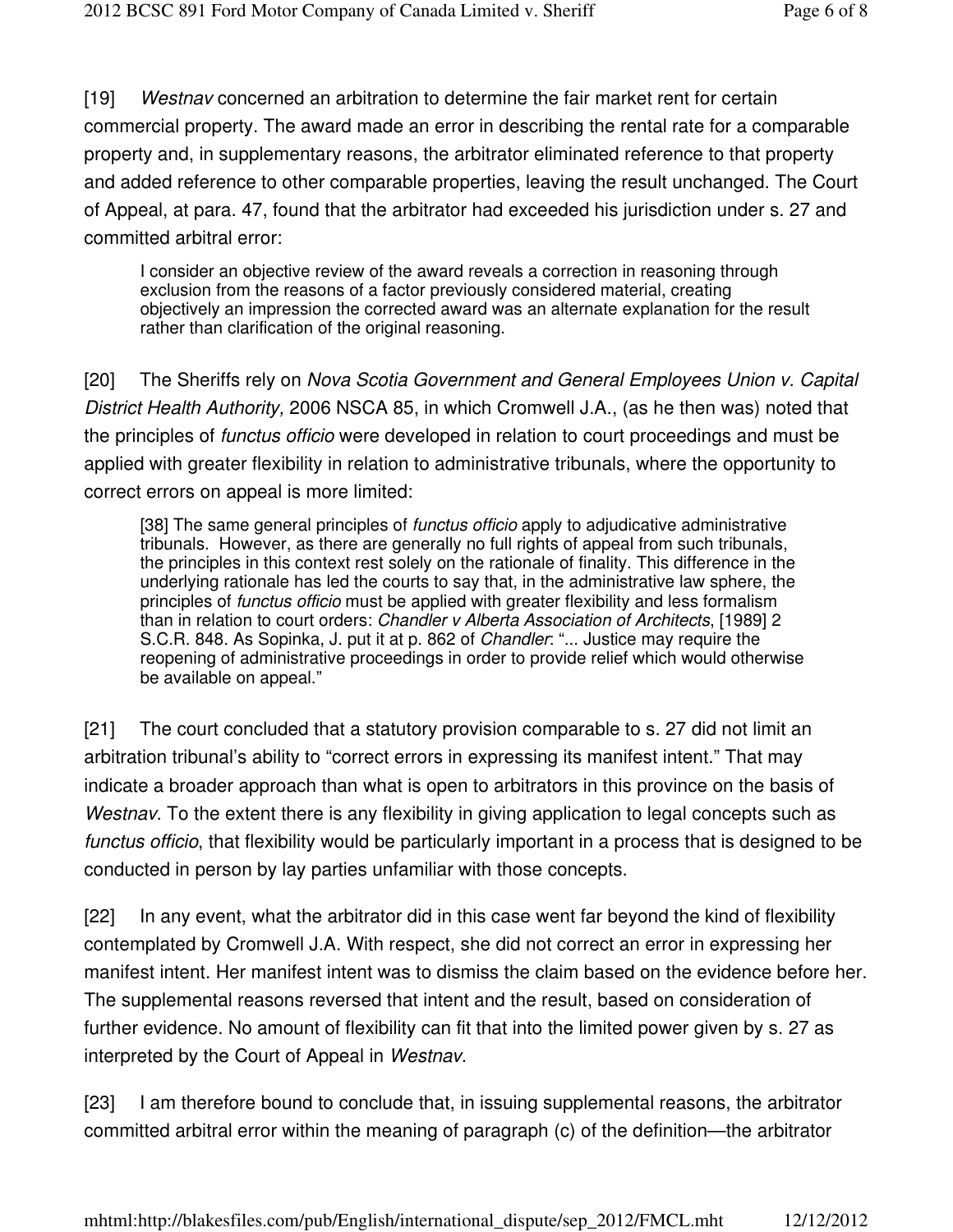[19] *Westnav* concerned an arbitration to determine the fair market rent for certain commercial property. The award made an error in describing the rental rate for a comparable property and, in supplementary reasons, the arbitrator eliminated reference to that property and added reference to other comparable properties, leaving the result unchanged. The Court of Appeal, at para. 47, found that the arbitrator had exceeded his jurisdiction under s. 27 and committed arbitral error:

> I consider an objective review of the award reveals a correction in reasoning through exclusion from the reasons of a factor previously considered material, creating objectively an impression the corrected award was an alternate explanation for the result rather than clarification of the original reasoning.

[20] The Sheriffs rely on *Nova Scotia Government and General Employees Union v. Capital District Health Authority,* 2006 NSCA 85, in which Cromwell J.A., (as he then was) noted that the principles of *functus officio* were developed in relation to court proceedings and must be applied with greater flexibility in relation to administrative tribunals, where the opportunity to correct errors on appeal is more limited:

> [38] The same general principles of *functus officio* apply to adjudicative administrative tribunals. However, as there are generally no full rights of appeal from such tribunals, the principles in this context rest solely on the rationale of finality. This difference in the underlying rationale has led the courts to say that, in the administrative law sphere, the principles of *functus officio* must be applied with greater flexibility and less formalism than in relation to court orders: *Chandler v Alberta Association of Architects*, [1989] 2 S.C.R. 848. As Sopinka, J. put it at p. 862 of *Chandler*: "... Justice may require the reopening of administrative proceedings in order to provide relief which would otherwise be available on appeal."

[21] The court concluded that a statutory provision comparable to s. 27 did not limit an arbitration tribunal's ability to "correct errors in expressing its manifest intent." That may indicate a broader approach than what is open to arbitrators in this province on the basis of *Westnav*. To the extent there is any flexibility in giving application to legal concepts such as *functus officio*, that flexibility would be particularly important in a process that is designed to be conducted in person by lay parties unfamiliar with those concepts.

[22] In any event, what the arbitrator did in this case went far beyond the kind of flexibility contemplated by Cromwell J.A. With respect, she did not correct an error in expressing her manifest intent. Her manifest intent was to dismiss the claim based on the evidence before her. The supplemental reasons reversed that intent and the result, based on consideration of further evidence. No amount of flexibility can fit that into the limited power given by s. 27 as interpreted by the Court of Appeal in *Westnav*.

[23] I am therefore bound to conclude that, in issuing supplemental reasons, the arbitrator committed arbitral error within the meaning of paragraph (c) of the definition—the arbitrator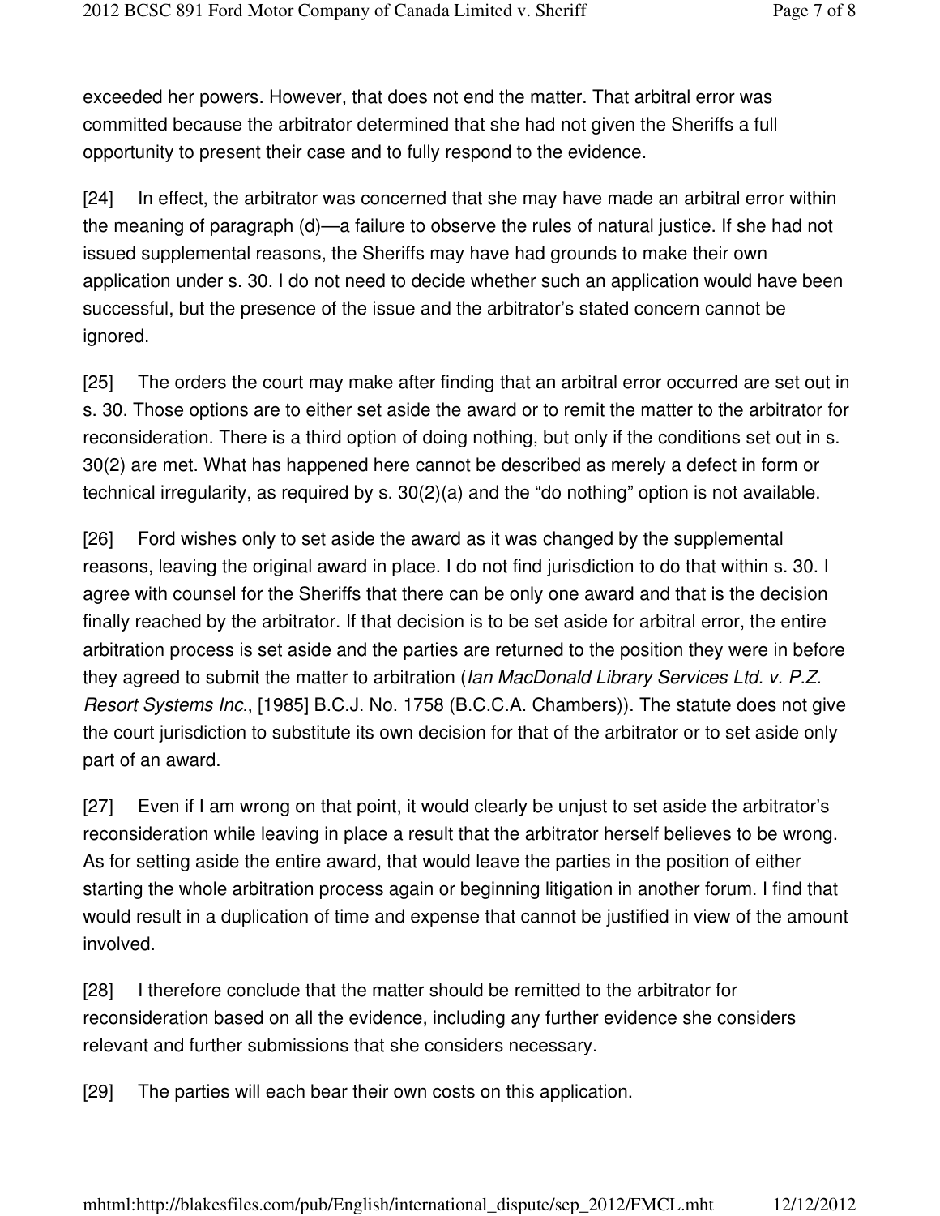exceeded her powers. However, that does not end the matter. That arbitral error was committed because the arbitrator determined that she had not given the Sheriffs a full opportunity to present their case and to fully respond to the evidence.

[24] In effect, the arbitrator was concerned that she may have made an arbitral error within the meaning of paragraph (d)—a failure to observe the rules of natural justice. If she had not issued supplemental reasons, the Sheriffs may have had grounds to make their own application under s. 30. I do not need to decide whether such an application would have been successful, but the presence of the issue and the arbitrator's stated concern cannot be ignored.

[25] The orders the court may make after finding that an arbitral error occurred are set out in s. 30. Those options are to either set aside the award or to remit the matter to the arbitrator for reconsideration. There is a third option of doing nothing, but only if the conditions set out in s. 30(2) are met. What has happened here cannot be described as merely a defect in form or technical irregularity, as required by s. 30(2)(a) and the "do nothing" option is not available.

[26] Ford wishes only to set aside the award as it was changed by the supplemental reasons, leaving the original award in place. I do not find jurisdiction to do that within s. 30. I agree with counsel for the Sheriffs that there can be only one award and that is the decision finally reached by the arbitrator. If that decision is to be set aside for arbitral error, the entire arbitration process is set aside and the parties are returned to the position they were in before they agreed to submit the matter to arbitration (*Ian MacDonald Library Services Ltd. v. P.Z. Resort Systems Inc.*, [1985] B.C.J. No. 1758 (B.C.C.A. Chambers)). The statute does not give the court jurisdiction to substitute its own decision for that of the arbitrator or to set aside only part of an award.

[27] Even if I am wrong on that point, it would clearly be unjust to set aside the arbitrator's reconsideration while leaving in place a result that the arbitrator herself believes to be wrong. As for setting aside the entire award, that would leave the parties in the position of either starting the whole arbitration process again or beginning litigation in another forum. I find that would result in a duplication of time and expense that cannot be justified in view of the amount involved.

[28] I therefore conclude that the matter should be remitted to the arbitrator for reconsideration based on all the evidence, including any further evidence she considers relevant and further submissions that she considers necessary.

[29] The parties will each bear their own costs on this application.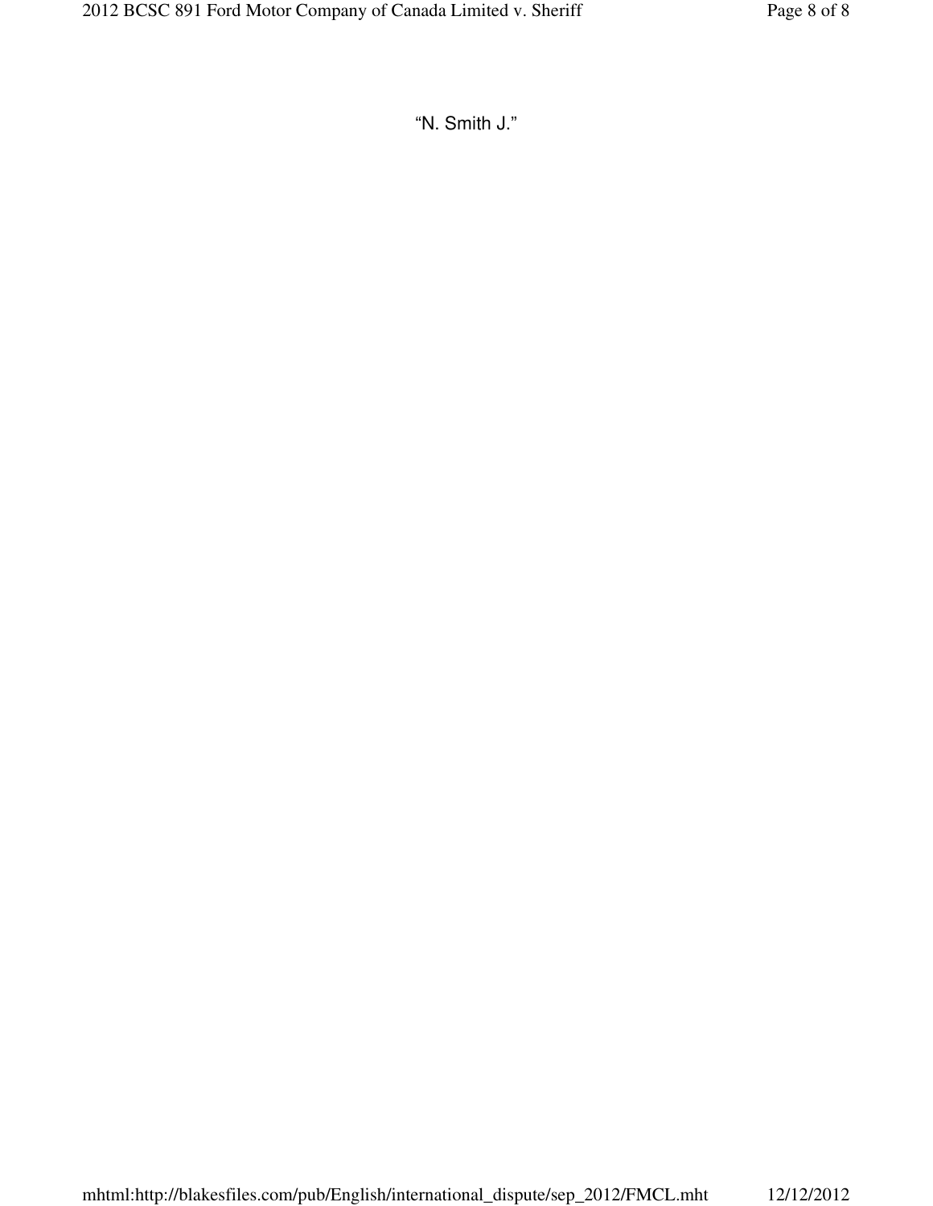"N. Smith J."